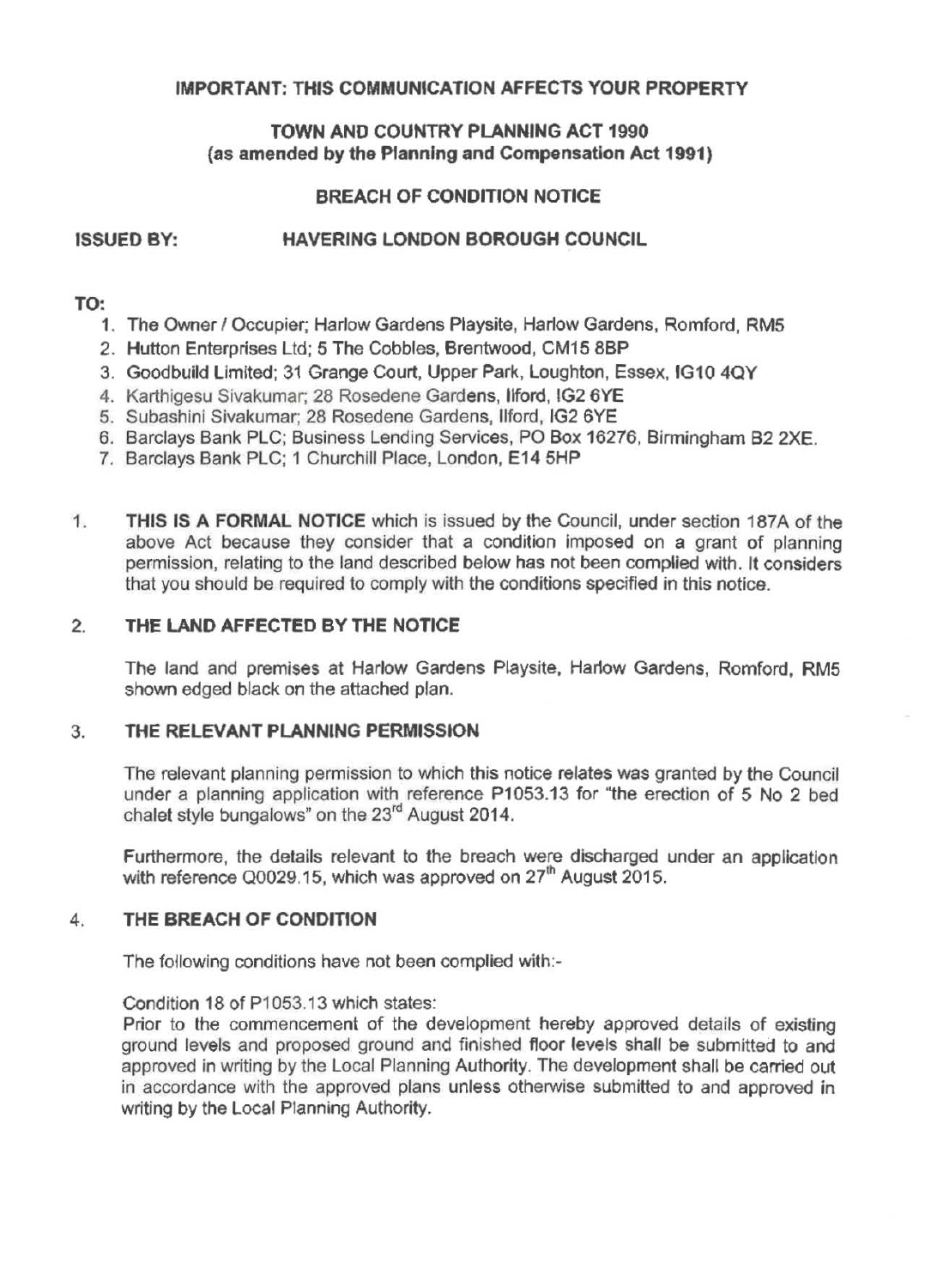**IMPORTANT: THIS COMMUNICATION AFFECTS YOUR PROPERTY**

**TOWN AND COUNTRY PLANNING ACT 1990**
**(as amended by the Planning and Compensation Act 1991)**

**BREACH OF CONDITION NOTICE**

**ISSUED BY: HAVERING LONDON BOROUGH COUNCIL**

**TO:**

1. The Owner / Occupier; Harlow Gardens Playsite, Harlow Gardens, Romford, RM5
2. Hutton Enterprises Ltd; 5 The Cobbles, Brentwood, CM15 8BP
3. Goodbuild Limited; 31 Grange Court, Upper Park, Loughton, Essex, IG10 4QY
4. Karthigesu Sivakumar; 28 Rosedene Gardens, Ilford, IG2 6YE
5. Subashini Sivakumar; 28 Rosedene Gardens, Ilford, IG2 6YE
6. Barclays Bank PLC; Business Lending Services, PO Box 16276, Birmingham B2 2XE.
7. Barclays Bank PLC; 1 Churchill Place, London, E14 5HP

1. **THIS IS A FORMAL NOTICE** which is issued by the Council, under section 187A of the above Act because they consider that a condition imposed on a grant of planning permission, relating to the land described below has not been complied with. It considers that you should be required to comply with the conditions specified in this notice.

2. **THE LAND AFFECTED BY THE NOTICE**

   The land and premises at Harlow Gardens Playsite, Harlow Gardens, Romford, RM5 shown edged black on the attached plan.

3. **THE RELEVANT PLANNING PERMISSION**

   The relevant planning permission to which this notice relates was granted by the Council under a planning application with reference P1053.13 for "the erection of 5 No 2 bed chalet style bungalows" on the 23rd August 2014.

   Furthermore, the details relevant to the breach were discharged under an application with reference Q0029.15, which was approved on 27th August 2015.

4. **THE BREACH OF CONDITION**

   The following conditions have not been complied with:-

   Condition 18 of P1053.13 which states:
   Prior to the commencement of the development hereby approved details of existing ground levels and proposed ground and finished floor levels shall be submitted to and approved in writing by the Local Planning Authority. The development shall be carried out in accordance with the approved plans unless otherwise submitted to and approved in writing by the Local Planning Authority.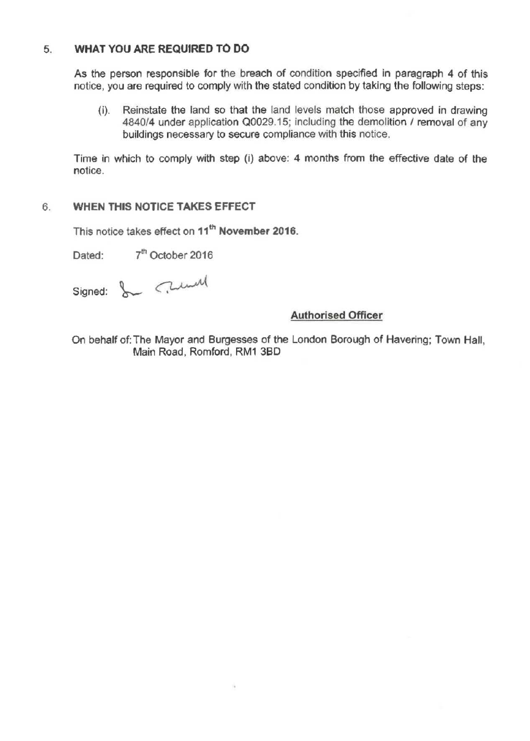## 5. WHAT YOU ARE REQUIRED TO DO

As the person responsible for the breach of condition specified in paragraph 4 of this notice, you are required to comply with the stated condition by taking the following steps:

(i). Reinstate the land so that the land levels match those approved in drawing 4840/4 under application Q0029.15; including the demolition / removal of any buildings necessary to secure compliance with this notice.

Time in which to comply with step (i) above: 4 months from the effective date of the notice.

## 6. WHEN THIS NOTICE TAKES EFFECT

This notice takes effect on **11th November 2016.**

Dated: 7th October 2016

Signed:

**Authorised Officer**

On behalf of: The Mayor and Burgesses of the London Borough of Havering; Town Hall, Main Road, Romford, RM1 3BD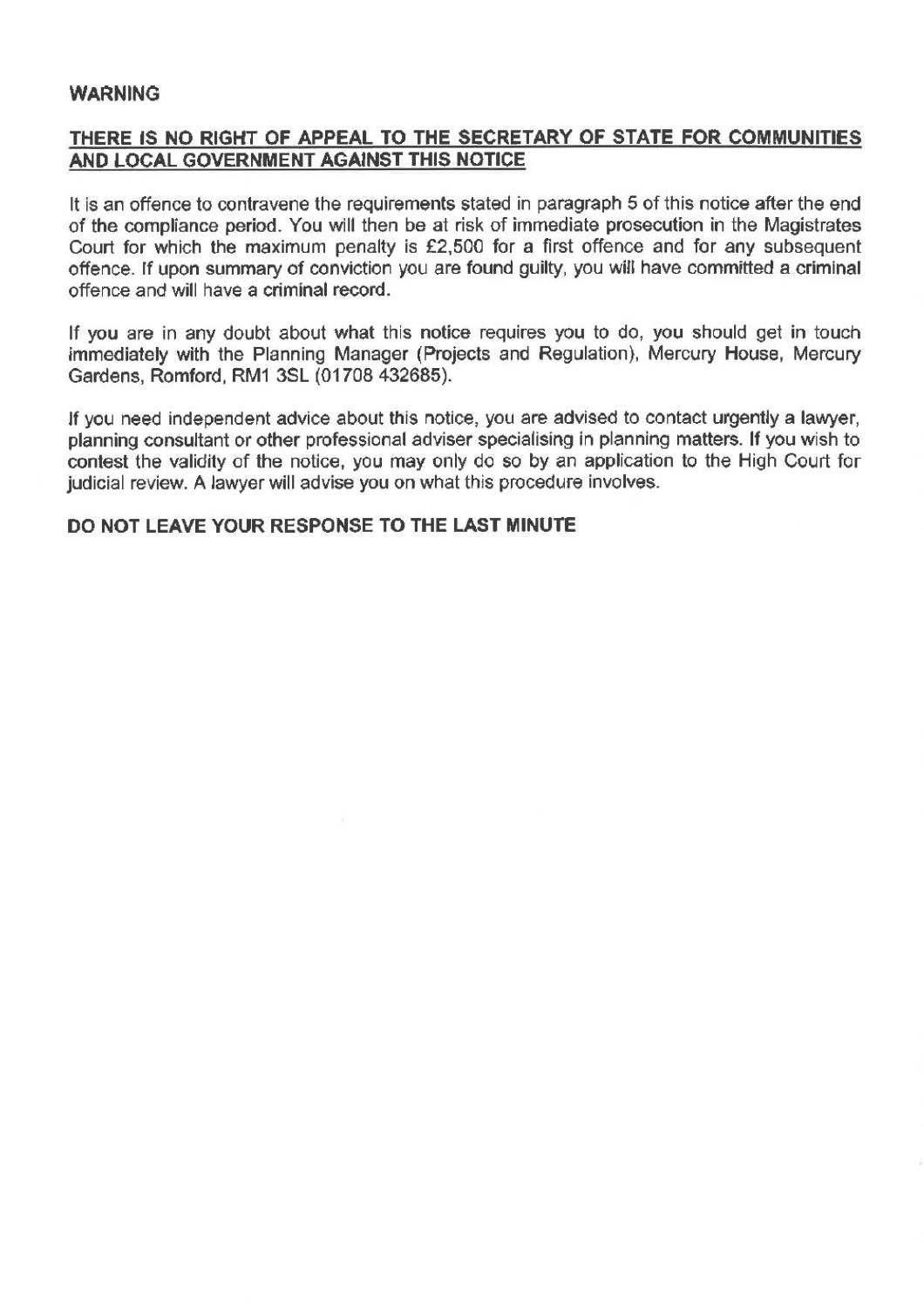**WARNING**

**THERE IS NO RIGHT OF APPEAL TO THE SECRETARY OF STATE FOR COMMUNITIES AND LOCAL GOVERNMENT AGAINST THIS NOTICE**

It is an offence to contravene the requirements stated in paragraph 5 of this notice after the end of the compliance period. You will then be at risk of immediate prosecution in the Magistrates Court for which the maximum penalty is £2,500 for a first offence and for any subsequent offence. If upon summary of conviction you are found guilty, you will have committed a criminal offence and will have a criminal record.

If you are in any doubt about what this notice requires you to do, you should get in touch immediately with the Planning Manager (Projects and Regulation), Mercury House, Mercury Gardens, Romford, RM1 3SL (01708 432685).

If you need independent advice about this notice, you are advised to contact urgently a lawyer, planning consultant or other professional adviser specialising in planning matters. If you wish to contest the validity of the notice, you may only do so by an application to the High Court for judicial review. A lawyer will advise you on what this procedure involves.

**DO NOT LEAVE YOUR RESPONSE TO THE LAST MINUTE**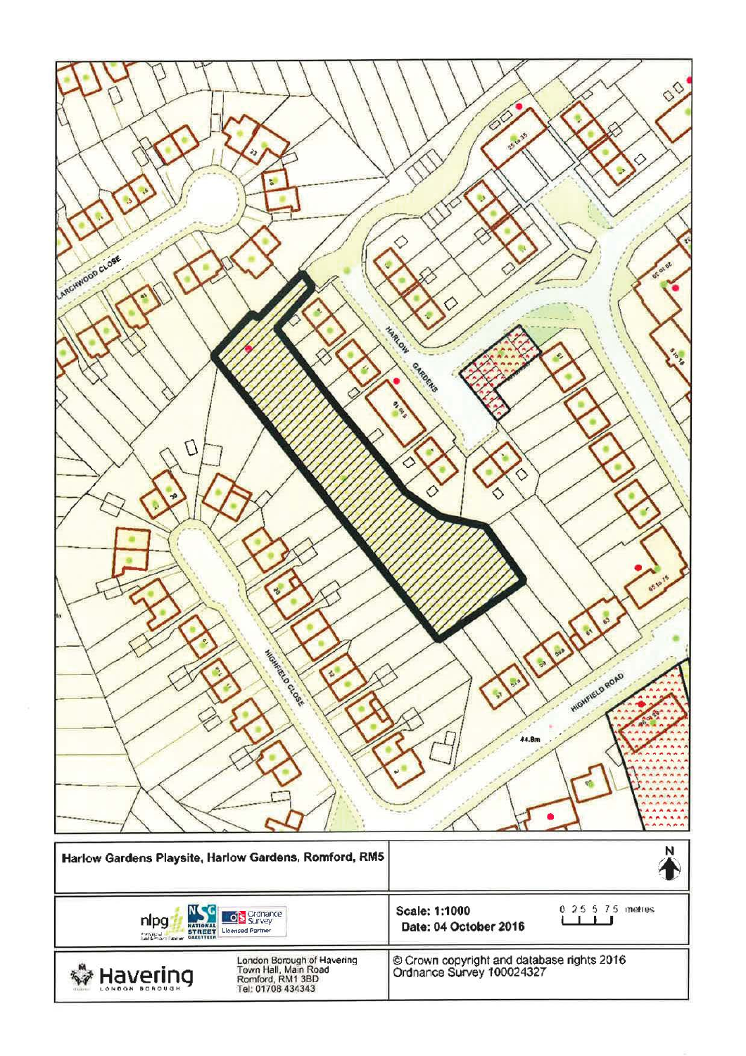LARCHWOOD CLOSE

HARLOW GARDENS

HIGHFIELD CLOSE

HIGHFIELD ROAD

44.8m

**Harlow Gardens Playsite, Harlow Gardens, Romford, RM5**

N

nlpg NSG NATIONAL STREET GAZETTEER Ordnance Survey Licensed Partner

Scale: 1:1000

Date: 04 October 2016

0 2.5 5 7.5 metres

Havering LONDON BOROUGH

London Borough of Havering
Town Hall, Main Road
Romford, RM1 3BD
Tel: 01708 434343

© Crown copyright and database rights 2016 Ordnance Survey 100024327